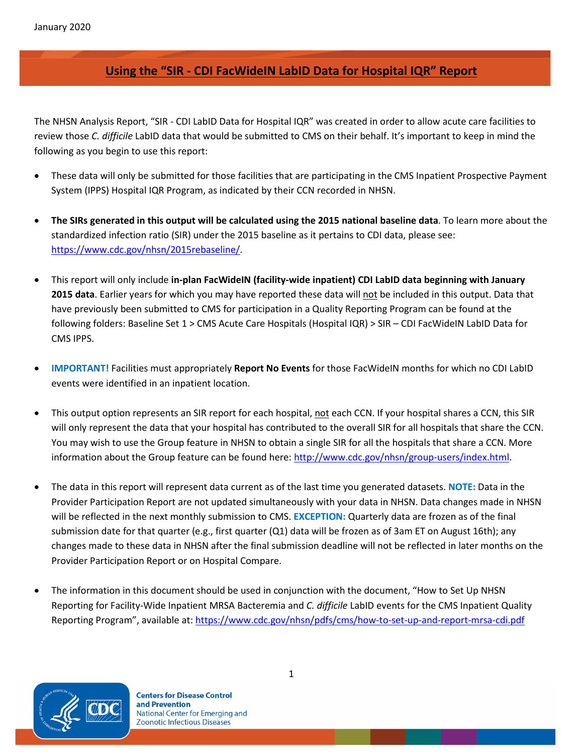January 2020

# Using the "SIR - CDI FacWideIN LabID Data for Hospital IQR" Report

The NHSN Analysis Report, "SIR - CDI LabID Data for Hospital IQR" was created in order to allow acute care facilities to review those *C. difficile* LabID data that would be submitted to CMS on their behalf. It's important to keep in mind the following as you begin to use this report:

- These data will only be submitted for those facilities that are participating in the CMS Inpatient Prospective Payment System (IPPS) Hospital IQR Program, as indicated by their CCN recorded in NHSN.

- **The SIRs generated in this output will be calculated using the 2015 national baseline data**. To learn more about the standardized infection ratio (SIR) under the 2015 baseline as it pertains to CDI data, please see: https://www.cdc.gov/nhsn/2015rebaseline/.

- This report will only include **in-plan FacWideIN (facility-wide inpatient) CDI LabID data beginning with January 2015 data**. Earlier years for which you may have reported these data will not be included in this output. Data that have previously been submitted to CMS for participation in a Quality Reporting Program can be found at the following folders: Baseline Set 1 > CMS Acute Care Hospitals (Hospital IQR) > SIR – CDI FacWideIN LabID Data for CMS IPPS.

- **IMPORTANT!** Facilities must appropriately **Report No Events** for those FacWideIN months for which no CDI LabID events were identified in an inpatient location.

- This output option represents an SIR report for each hospital, not each CCN. If your hospital shares a CCN, this SIR will only represent the data that your hospital has contributed to the overall SIR for all hospitals that share the CCN. You may wish to use the Group feature in NHSN to obtain a single SIR for all the hospitals that share a CCN. More information about the Group feature can be found here: http://www.cdc.gov/nhsn/group-users/index.html.

- The data in this report will represent data current as of the last time you generated datasets. **NOTE:** Data in the Provider Participation Report are not updated simultaneously with your data in NHSN. Data changes made in NHSN will be reflected in the next monthly submission to CMS. **EXCEPTION:** Quarterly data are frozen as of the final submission date for that quarter (e.g., first quarter (Q1) data will be frozen as of 3am ET on August 16th); any changes made to these data in NHSN after the final submission deadline will not be reflected in later months on the Provider Participation Report or on Hospital Compare.

- The information in this document should be used in conjunction with the document, "How to Set Up NHSN Reporting for Facility-Wide Inpatient MRSA Bacteremia and *C. difficile* LabID events for the CMS Inpatient Quality Reporting Program", available at: https://www.cdc.gov/nhsn/pdfs/cms/how-to-set-up-and-report-mrsa-cdi.pdf

Centers for Disease Control and Prevention
National Center for Emerging and Zoonotic Infectious Diseases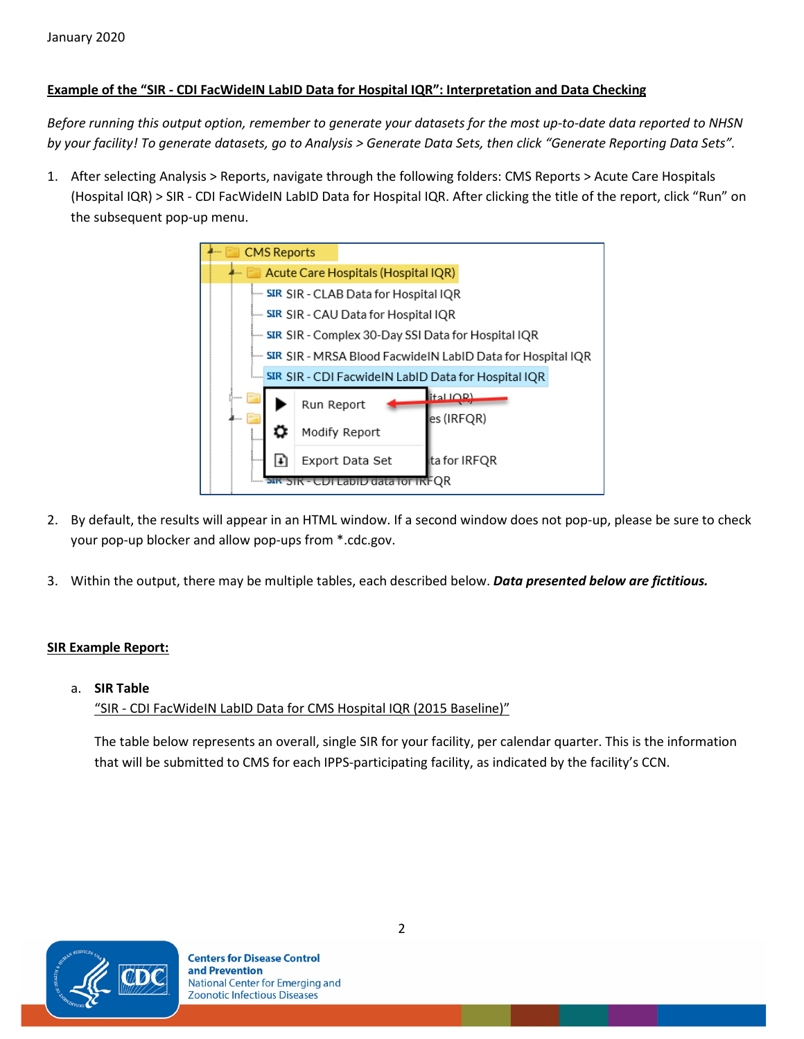January 2020

**Example of the "SIR - CDI FacWideIN LabID Data for Hospital IQR": Interpretation and Data Checking**

*Before running this output option, remember to generate your datasets for the most up-to-date data reported to NHSN by your facility! To generate datasets, go to Analysis > Generate Data Sets, then click "Generate Reporting Data Sets".*

1. After selecting Analysis > Reports, navigate through the following folders: CMS Reports > Acute Care Hospitals (Hospital IQR) > SIR - CDI FacWideIN LabID Data for Hospital IQR. After clicking the title of the report, click "Run" on the subsequent pop-up menu.

2. By default, the results will appear in an HTML window. If a second window does not pop-up, please be sure to check your pop-up blocker and allow pop-ups from *.cdc.gov.

3. Within the output, there may be multiple tables, each described below. ***Data presented below are fictitious.***

**SIR Example Report:**

a. **SIR Table**

"SIR - CDI FacWideIN LabID Data for CMS Hospital IQR (2015 Baseline)"

The table below represents an overall, single SIR for your facility, per calendar quarter. This is the information that will be submitted to CMS for each IPPS-participating facility, as indicated by the facility's CCN.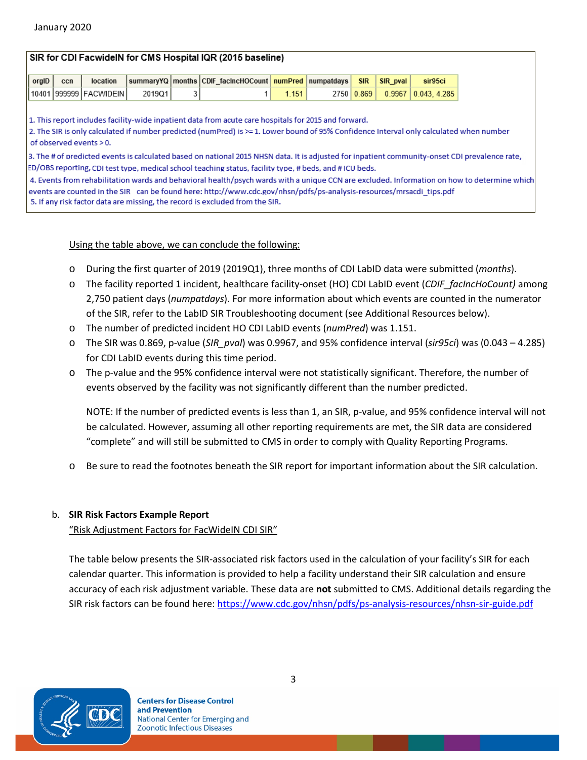January 2020

**SIR for CDI FacwideIN for CMS Hospital IQR (2015 baseline)**

| orgID | ccn | location | summaryYQ | months | CDIF_facIncHOCount | numPred | numpatdays | SIR | SIR_pval | sir95ci |
|---|---|---|---|---|---|---|---|---|---|---|
| 10401 | 999999 | FACWIDEIN | 2019Q1 | 3 | 1 | 1.151 | 2750 | 0.869 | 0.9967 | 0.043, 4.285 |

1. This report includes facility-wide inpatient data from acute care hospitals for 2015 and forward.
2. The SIR is only calculated if number predicted (numPred) is >= 1. Lower bound of 95% Confidence Interval only calculated when number of observed events > 0.
3. The # of predicted events is calculated based on national 2015 NHSN data. It is adjusted for inpatient community-onset CDI prevalence rate, ED/OBS reporting, CDI test type, medical school teaching status, facility type, # beds, and # ICU beds.
4. Events from rehabilitation wards and behavioral health/psych wards with a unique CCN are excluded. Information on how to determine which events are counted in the SIR can be found here: http://www.cdc.gov/nhsn/pdfs/ps-analysis-resources/mrsacdi_tips.pdf
5. If any risk factor data are missing, the record is excluded from the SIR.

Using the table above, we can conclude the following:

- During the first quarter of 2019 (2019Q1), three months of CDI LabID data were submitted (*months*).
- The facility reported 1 incident, healthcare facility-onset (HO) CDI LabID event (*CDIF_facIncHoCount)* among 2,750 patient days (*numpatdays*). For more information about which events are counted in the numerator of the SIR, refer to the LabID SIR Troubleshooting document (see Additional Resources below).
- The number of predicted incident HO CDI LabID events (*numPred*) was 1.151.
- The SIR was 0.869, p-value (*SIR_pval*) was 0.9967, and 95% confidence interval (*sir95ci*) was (0.043 – 4.285) for CDI LabID events during this time period.
- The p-value and the 95% confidence interval were not statistically significant. Therefore, the number of events observed by the facility was not significantly different than the number predicted.

  NOTE: If the number of predicted events is less than 1, an SIR, p-value, and 95% confidence interval will not be calculated. However, assuming all other reporting requirements are met, the SIR data are considered "complete" and will still be submitted to CMS in order to comply with Quality Reporting Programs.

- Be sure to read the footnotes beneath the SIR report for important information about the SIR calculation.

b. **SIR Risk Factors Example Report**

"Risk Adjustment Factors for FacWideIN CDI SIR"

The table below presents the SIR-associated risk factors used in the calculation of your facility's SIR for each calendar quarter. This information is provided to help a facility understand their SIR calculation and ensure accuracy of each risk adjustment variable. These data are **not** submitted to CMS. Additional details regarding the SIR risk factors can be found here: https://www.cdc.gov/nhsn/pdfs/ps-analysis-resources/nhsn-sir-guide.pdf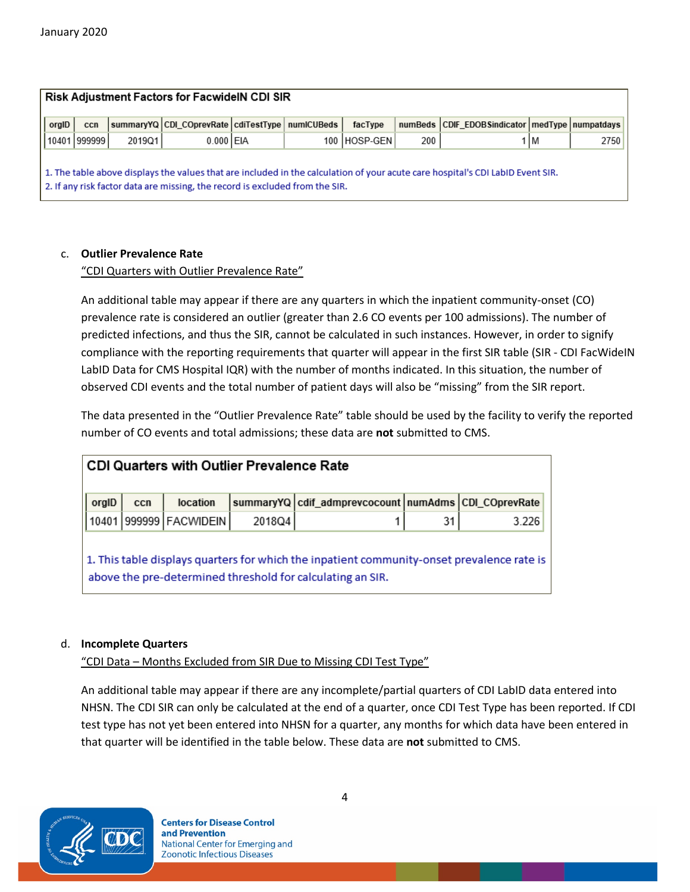January 2020

**Risk Adjustment Factors for FacwideIN CDI SIR**

| orgID | ccn | summaryYQ | CDI_COprevRate | cdiTestType | numICUBeds | facType | numBeds | CDIF_EDOBSindicator | medType | numpatdays |
|---|---|---|---|---|---|---|---|---|---|---|
| 10401 | 999999 | 2019Q1 | 0.000 | EIA | 100 | HOSP-GEN | 200 | 1 | M | 2750 |

1. The table above displays the values that are included in the calculation of your acute care hospital's CDI LabID Event SIR.
2. If any risk factor data are missing, the record is excluded from the SIR.

c. **Outlier Prevalence Rate**

"CDI Quarters with Outlier Prevalence Rate"

An additional table may appear if there are any quarters in which the inpatient community-onset (CO) prevalence rate is considered an outlier (greater than 2.6 CO events per 100 admissions). The number of predicted infections, and thus the SIR, cannot be calculated in such instances. However, in order to signify compliance with the reporting requirements that quarter will appear in the first SIR table (SIR - CDI FacWideIN LabID Data for CMS Hospital IQR) with the number of months indicated. In this situation, the number of observed CDI events and the total number of patient days will also be "missing" from the SIR report.

The data presented in the "Outlier Prevalence Rate" table should be used by the facility to verify the reported number of CO events and total admissions; these data are **not** submitted to CMS.

**CDI Quarters with Outlier Prevalence Rate**

| orgID | ccn | location | summaryYQ | cdif_admprevcocount | numAdms | CDI_COprevRate |
|---|---|---|---|---|---|---|
| 10401 | 999999 | FACWIDEIN | 2018Q4 | 1 | 31 | 3.226 |

1. This table displays quarters for which the inpatient community-onset prevalence rate is above the pre-determined threshold for calculating an SIR.

d. **Incomplete Quarters**

"CDI Data – Months Excluded from SIR Due to Missing CDI Test Type"

An additional table may appear if there are any incomplete/partial quarters of CDI LabID data entered into NHSN. The CDI SIR can only be calculated at the end of a quarter, once CDI Test Type has been reported. If CDI test type has not yet been entered into NHSN for a quarter, any months for which data have been entered in that quarter will be identified in the table below. These data are **not** submitted to CMS.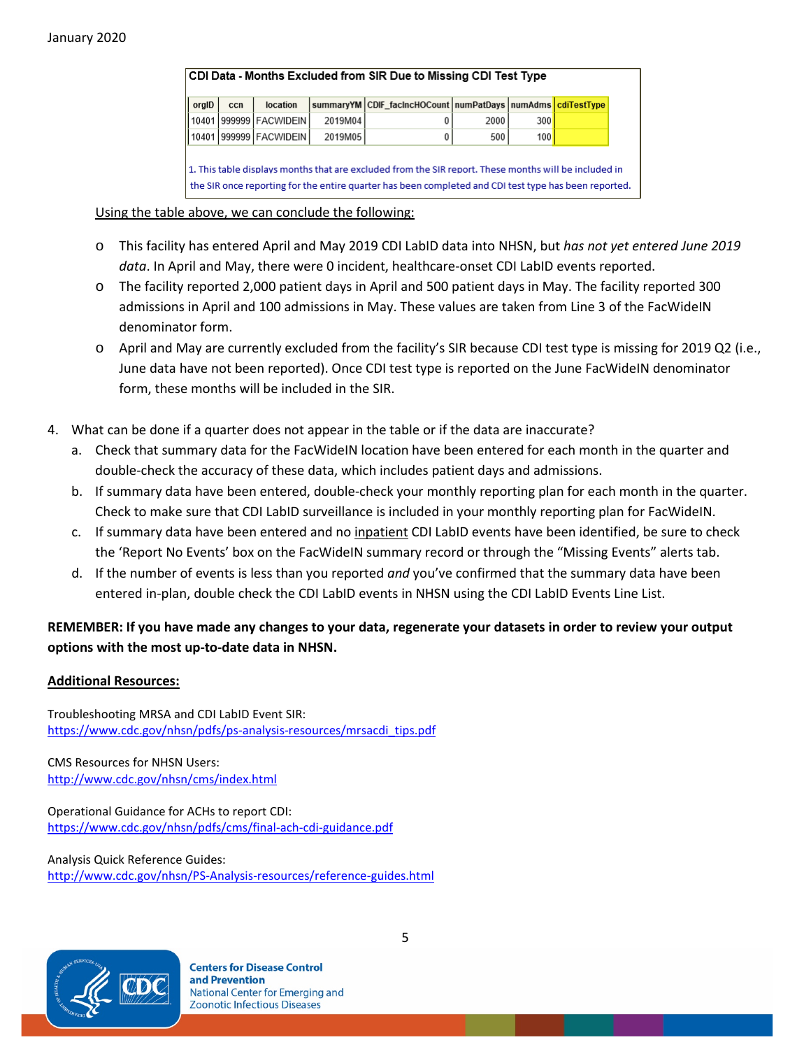**CDI Data - Months Excluded from SIR Due to Missing CDI Test Type**

| orgID | ccn | location | summaryYM | CDIF_facIncHOCount | numPatDays | numAdms | cdiTestType |
|---|---|---|---|---|---|---|---|
| 10401 | 999999 | FACWIDEIN | 2019M04 | 0 | 2000 | 300 | |
| 10401 | 999999 | FACWIDEIN | 2019M05 | 0 | 500 | 100 | |

1. This table displays months that are excluded from the SIR report. These months will be included in the SIR once reporting for the entire quarter has been completed and CDI test type has been reported.

Using the table above, we can conclude the following:

- This facility has entered April and May 2019 CDI LabID data into NHSN, but *has not yet entered June 2019 data*. In April and May, there were 0 incident, healthcare-onset CDI LabID events reported.
- The facility reported 2,000 patient days in April and 500 patient days in May. The facility reported 300 admissions in April and 100 admissions in May. These values are taken from Line 3 of the FacWideIN denominator form.
- April and May are currently excluded from the facility's SIR because CDI test type is missing for 2019 Q2 (i.e., June data have not been reported). Once CDI test type is reported on the June FacWideIN denominator form, these months will be included in the SIR.

4. What can be done if a quarter does not appear in the table or if the data are inaccurate?
   a. Check that summary data for the FacWideIN location have been entered for each month in the quarter and double-check the accuracy of these data, which includes patient days and admissions.
   b. If summary data have been entered, double-check your monthly reporting plan for each month in the quarter. Check to make sure that CDI LabID surveillance is included in your monthly reporting plan for FacWideIN.
   c. If summary data have been entered and no inpatient CDI LabID events have been identified, be sure to check the 'Report No Events' box on the FacWideIN summary record or through the "Missing Events" alerts tab.
   d. If the number of events is less than you reported *and* you've confirmed that the summary data have been entered in-plan, double check the CDI LabID events in NHSN using the CDI LabID Events Line List.

**REMEMBER: If you have made any changes to your data, regenerate your datasets in order to review your output options with the most up-to-date data in NHSN.**

**Additional Resources:**

Troubleshooting MRSA and CDI LabID Event SIR:
https://www.cdc.gov/nhsn/pdfs/ps-analysis-resources/mrsacdi_tips.pdf

CMS Resources for NHSN Users:
http://www.cdc.gov/nhsn/cms/index.html

Operational Guidance for ACHs to report CDI:
https://www.cdc.gov/nhsn/pdfs/cms/final-ach-cdi-guidance.pdf

Analysis Quick Reference Guides:
http://www.cdc.gov/nhsn/PS-Analysis-resources/reference-guides.html